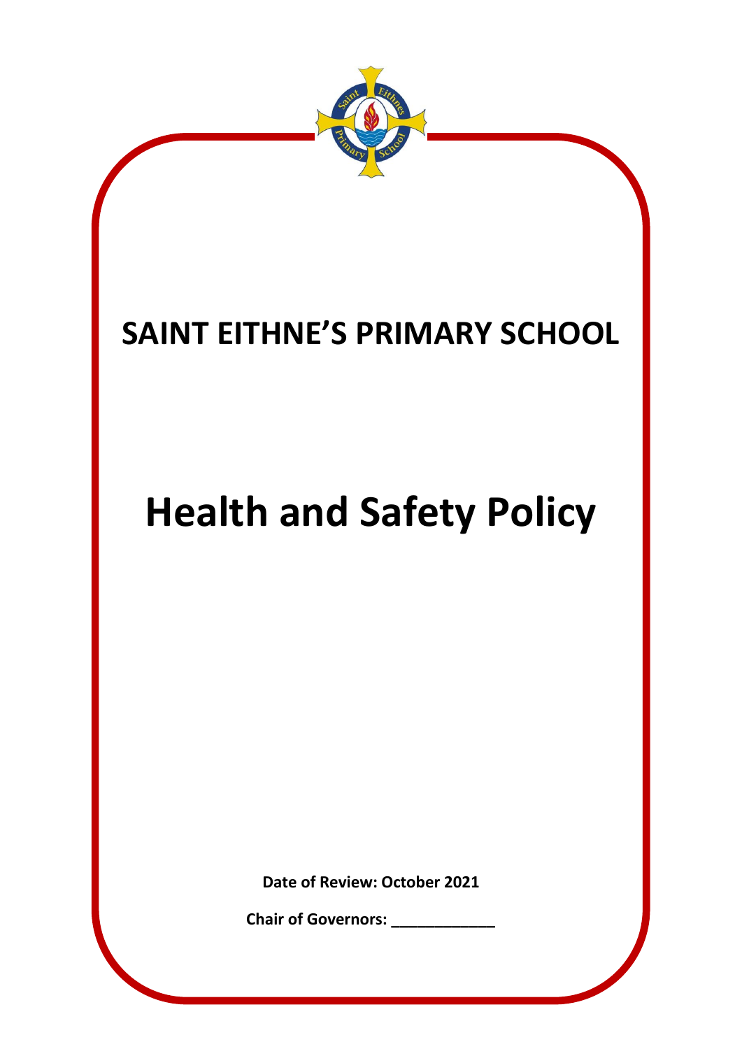# SAINT EITHNE'S PRIMARY SCHOOL

# Health and Safety Policy

**Date of Review: October 2021**

**Chair of Governors: ____________**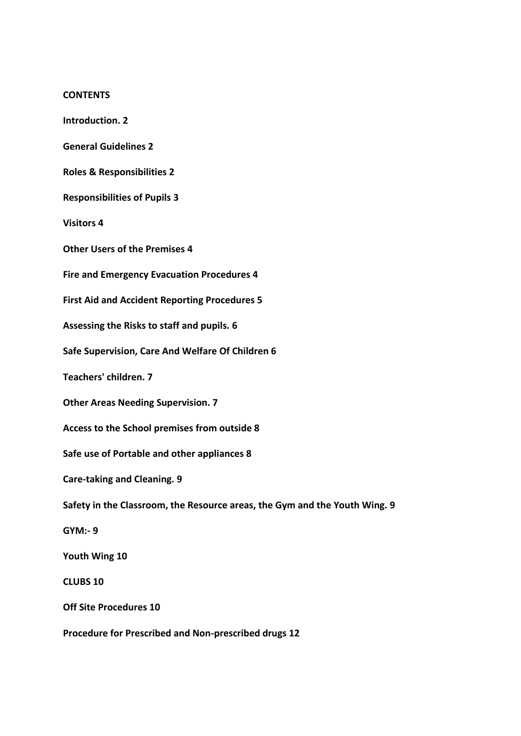**CONTENTS**

**Introduction. 2**

**General Guidelines 2**

**Roles & Responsibilities 2**

**Responsibilities of Pupils 3**

**Visitors 4**

**Other Users of the Premises 4**

**Fire and Emergency Evacuation Procedures 4**

**First Aid and Accident Reporting Procedures 5**

**Assessing the Risks to staff and pupils. 6**

**Safe Supervision, Care And Welfare Of Children 6**

**Teachers' children. 7**

**Other Areas Needing Supervision. 7**

**Access to the School premises from outside 8**

**Safe use of Portable and other appliances 8**

**Care-taking and Cleaning. 9**

**Safety in the Classroom, the Resource areas, the Gym and the Youth Wing. 9**

**GYM:- 9**

**Youth Wing 10**

**CLUBS 10**

**Off Site Procedures 10**

**Procedure for Prescribed and Non-prescribed drugs 12**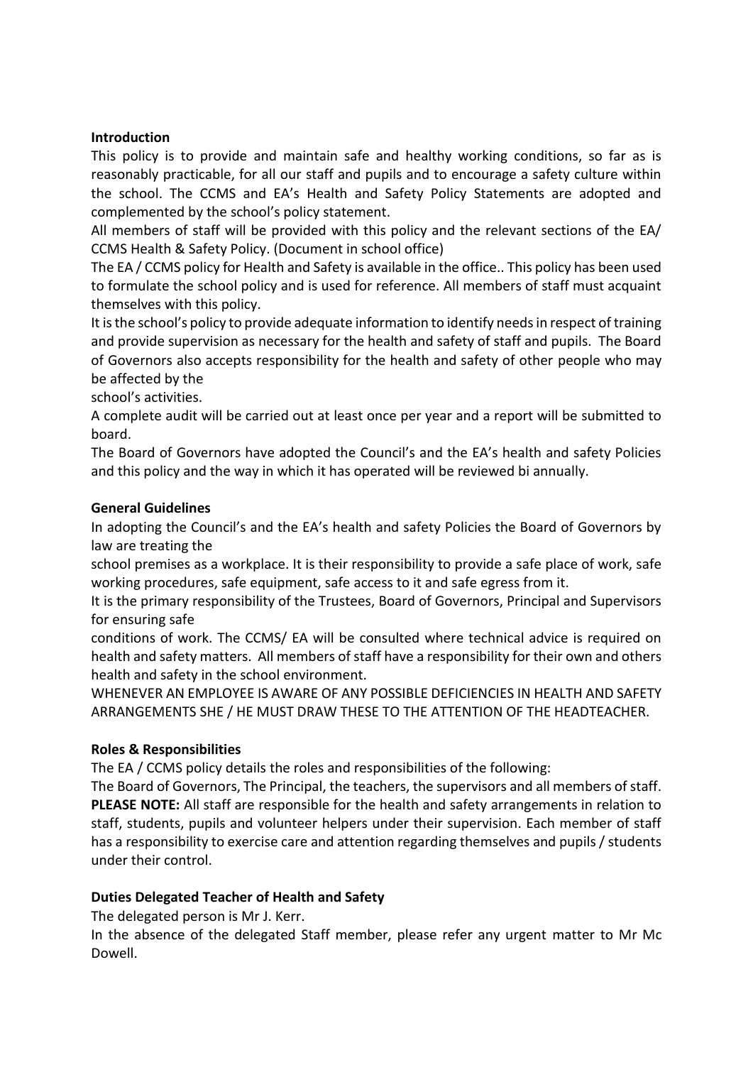**Introduction**

This policy is to provide and maintain safe and healthy working conditions, so far as is reasonably practicable, for all our staff and pupils and to encourage a safety culture within the school. The CCMS and EA's Health and Safety Policy Statements are adopted and complemented by the school's policy statement.

All members of staff will be provided with this policy and the relevant sections of the EA/ CCMS Health & Safety Policy. (Document in school office)

The EA / CCMS policy for Health and Safety is available in the office.. This policy has been used to formulate the school policy and is used for reference. All members of staff must acquaint themselves with this policy.

It is the school's policy to provide adequate information to identify needs in respect of training and provide supervision as necessary for the health and safety of staff and pupils. The Board of Governors also accepts responsibility for the health and safety of other people who may be affected by the school's activities.

A complete audit will be carried out at least once per year and a report will be submitted to board.

The Board of Governors have adopted the Council's and the EA's health and safety Policies and this policy and the way in which it has operated will be reviewed bi annually.

**General Guidelines**

In adopting the Council's and the EA's health and safety Policies the Board of Governors by law are treating the school premises as a workplace. It is their responsibility to provide a safe place of work, safe working procedures, safe equipment, safe access to it and safe egress from it.

It is the primary responsibility of the Trustees, Board of Governors, Principal and Supervisors for ensuring safe conditions of work. The CCMS/ EA will be consulted where technical advice is required on health and safety matters. All members of staff have a responsibility for their own and others health and safety in the school environment.

WHENEVER AN EMPLOYEE IS AWARE OF ANY POSSIBLE DEFICIENCIES IN HEALTH AND SAFETY ARRANGEMENTS SHE / HE MUST DRAW THESE TO THE ATTENTION OF THE HEADTEACHER.

**Roles & Responsibilities**

The EA / CCMS policy details the roles and responsibilities of the following:

The Board of Governors, The Principal, the teachers, the supervisors and all members of staff.

**PLEASE NOTE:** All staff are responsible for the health and safety arrangements in relation to staff, students, pupils and volunteer helpers under their supervision. Each member of staff has a responsibility to exercise care and attention regarding themselves and pupils / students under their control.

**Duties Delegated Teacher of Health and Safety**

The delegated person is Mr J. Kerr.

In the absence of the delegated Staff member, please refer any urgent matter to Mr Mc Dowell.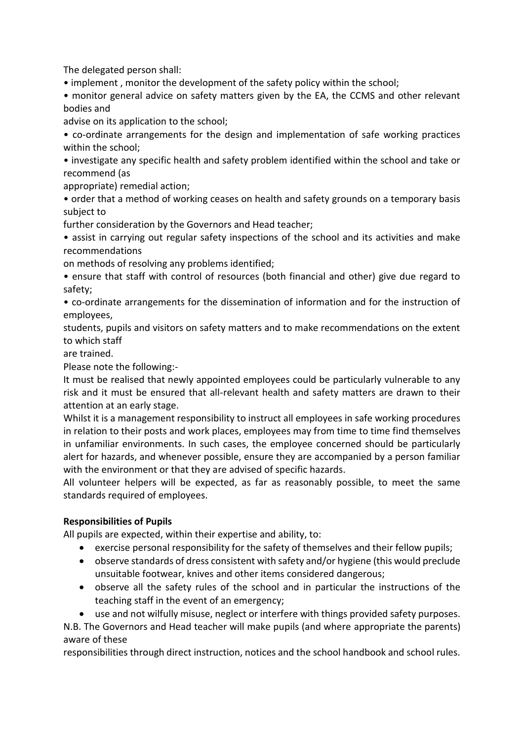The delegated person shall:

- implement , monitor the development of the safety policy within the school;
- monitor general advice on safety matters given by the EA, the CCMS and other relevant bodies and advise on its application to the school;
- co-ordinate arrangements for the design and implementation of safe working practices within the school;
- investigate any specific health and safety problem identified within the school and take or recommend (as appropriate) remedial action;
- order that a method of working ceases on health and safety grounds on a temporary basis subject to further consideration by the Governors and Head teacher;
- assist in carrying out regular safety inspections of the school and its activities and make recommendations on methods of resolving any problems identified;
- ensure that staff with control of resources (both financial and other) give due regard to safety;
- co-ordinate arrangements for the dissemination of information and for the instruction of employees, students, pupils and visitors on safety matters and to make recommendations on the extent to which staff are trained.

Please note the following:-

It must be realised that newly appointed employees could be particularly vulnerable to any risk and it must be ensured that all-relevant health and safety matters are drawn to their attention at an early stage.

Whilst it is a management responsibility to instruct all employees in safe working procedures in relation to their posts and work places, employees may from time to time find themselves in unfamiliar environments. In such cases, the employee concerned should be particularly alert for hazards, and whenever possible, ensure they are accompanied by a person familiar with the environment or that they are advised of specific hazards.

All volunteer helpers will be expected, as far as reasonably possible, to meet the same standards required of employees.

**Responsibilities of Pupils**

All pupils are expected, within their expertise and ability, to:

- exercise personal responsibility for the safety of themselves and their fellow pupils;
- observe standards of dress consistent with safety and/or hygiene (this would preclude unsuitable footwear, knives and other items considered dangerous;
- observe all the safety rules of the school and in particular the instructions of the teaching staff in the event of an emergency;
- use and not wilfully misuse, neglect or interfere with things provided safety purposes.

N.B. The Governors and Head teacher will make pupils (and where appropriate the parents) aware of these responsibilities through direct instruction, notices and the school handbook and school rules.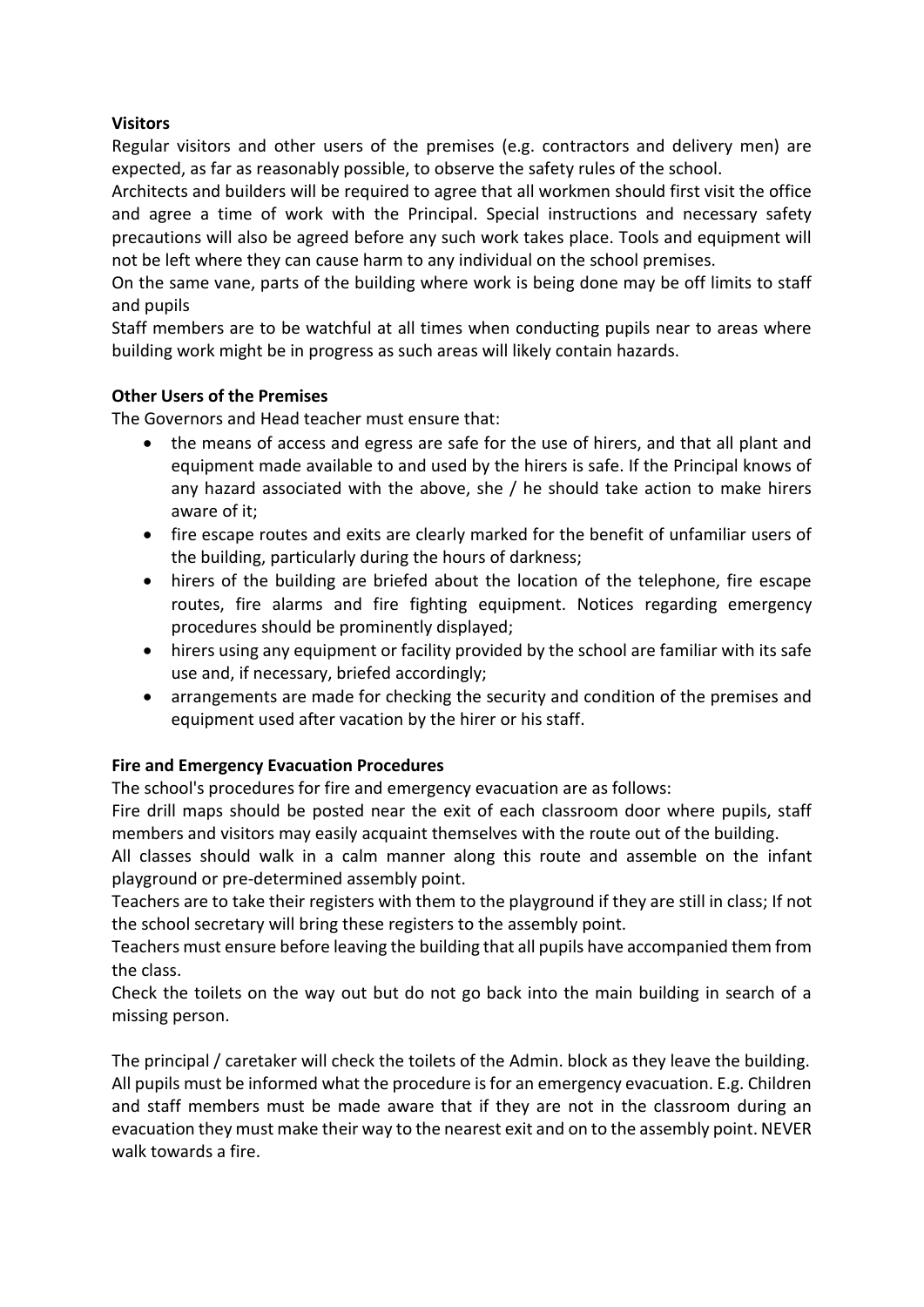**Visitors**

Regular visitors and other users of the premises (e.g. contractors and delivery men) are expected, as far as reasonably possible, to observe the safety rules of the school.

Architects and builders will be required to agree that all workmen should first visit the office and agree a time of work with the Principal. Special instructions and necessary safety precautions will also be agreed before any such work takes place. Tools and equipment will not be left where they can cause harm to any individual on the school premises.

On the same vane, parts of the building where work is being done may be off limits to staff and pupils

Staff members are to be watchful at all times when conducting pupils near to areas where building work might be in progress as such areas will likely contain hazards.

**Other Users of the Premises**

The Governors and Head teacher must ensure that:

- the means of access and egress are safe for the use of hirers, and that all plant and equipment made available to and used by the hirers is safe. If the Principal knows of any hazard associated with the above, she / he should take action to make hirers aware of it;
- fire escape routes and exits are clearly marked for the benefit of unfamiliar users of the building, particularly during the hours of darkness;
- hirers of the building are briefed about the location of the telephone, fire escape routes, fire alarms and fire fighting equipment. Notices regarding emergency procedures should be prominently displayed;
- hirers using any equipment or facility provided by the school are familiar with its safe use and, if necessary, briefed accordingly;
- arrangements are made for checking the security and condition of the premises and equipment used after vacation by the hirer or his staff.

**Fire and Emergency Evacuation Procedures**

The school's procedures for fire and emergency evacuation are as follows:

Fire drill maps should be posted near the exit of each classroom door where pupils, staff members and visitors may easily acquaint themselves with the route out of the building.

All classes should walk in a calm manner along this route and assemble on the infant playground or pre-determined assembly point.

Teachers are to take their registers with them to the playground if they are still in class; If not the school secretary will bring these registers to the assembly point.

Teachers must ensure before leaving the building that all pupils have accompanied them from the class.

Check the toilets on the way out but do not go back into the main building in search of a missing person.

The principal / caretaker will check the toilets of the Admin. block as they leave the building. All pupils must be informed what the procedure is for an emergency evacuation. E.g. Children and staff members must be made aware that if they are not in the classroom during an evacuation they must make their way to the nearest exit and on to the assembly point. NEVER walk towards a fire.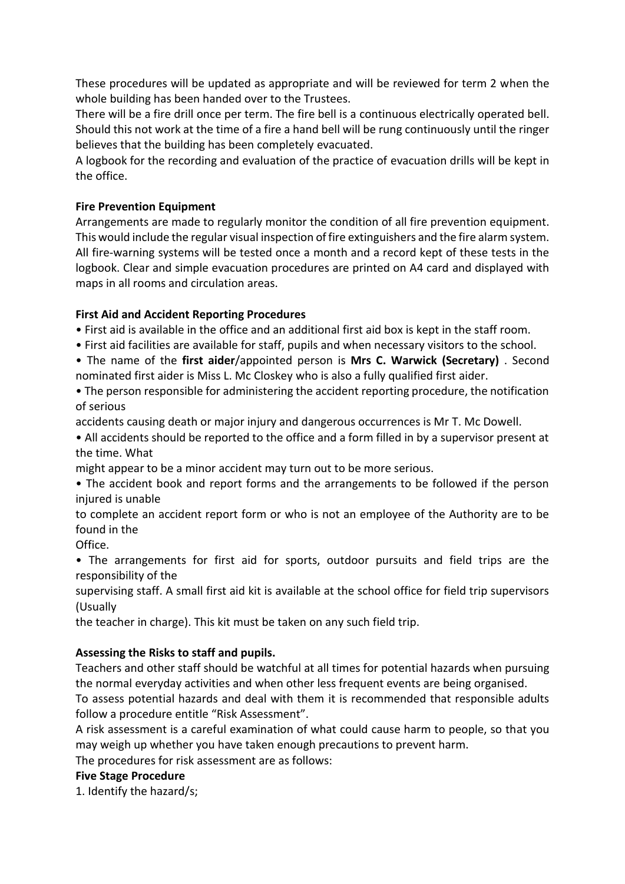These procedures will be updated as appropriate and will be reviewed for term 2 when the whole building has been handed over to the Trustees.
There will be a fire drill once per term. The fire bell is a continuous electrically operated bell. Should this not work at the time of a fire a hand bell will be rung continuously until the ringer believes that the building has been completely evacuated.
A logbook for the recording and evaluation of the practice of evacuation drills will be kept in the office.

**Fire Prevention Equipment**

Arrangements are made to regularly monitor the condition of all fire prevention equipment. This would include the regular visual inspection of fire extinguishers and the fire alarm system. All fire-warning systems will be tested once a month and a record kept of these tests in the logbook. Clear and simple evacuation procedures are printed on A4 card and displayed with maps in all rooms and circulation areas.

**First Aid and Accident Reporting Procedures**

- First aid is available in the office and an additional first aid box is kept in the staff room.
- First aid facilities are available for staff, pupils and when necessary visitors to the school.
- The name of the **first aider**/appointed person is **Mrs C. Warwick (Secretary)** . Second nominated first aider is Miss L. Mc Closkey who is also a fully qualified first aider.
- The person responsible for administering the accident reporting procedure, the notification of serious accidents causing death or major injury and dangerous occurrences is Mr T. Mc Dowell.
- All accidents should be reported to the office and a form filled in by a supervisor present at the time. What might appear to be a minor accident may turn out to be more serious.
- The accident book and report forms and the arrangements to be followed if the person injured is unable to complete an accident report form or who is not an employee of the Authority are to be found in the Office.
- The arrangements for first aid for sports, outdoor pursuits and field trips are the responsibility of the supervising staff. A small first aid kit is available at the school office for field trip supervisors (Usually the teacher in charge). This kit must be taken on any such field trip.

**Assessing the Risks to staff and pupils.**

Teachers and other staff should be watchful at all times for potential hazards when pursuing the normal everyday activities and when other less frequent events are being organised.
To assess potential hazards and deal with them it is recommended that responsible adults follow a procedure entitle "Risk Assessment".
A risk assessment is a careful examination of what could cause harm to people, so that you may weigh up whether you have taken enough precautions to prevent harm.
The procedures for risk assessment are as follows:

**Five Stage Procedure**

1. Identify the hazard/s;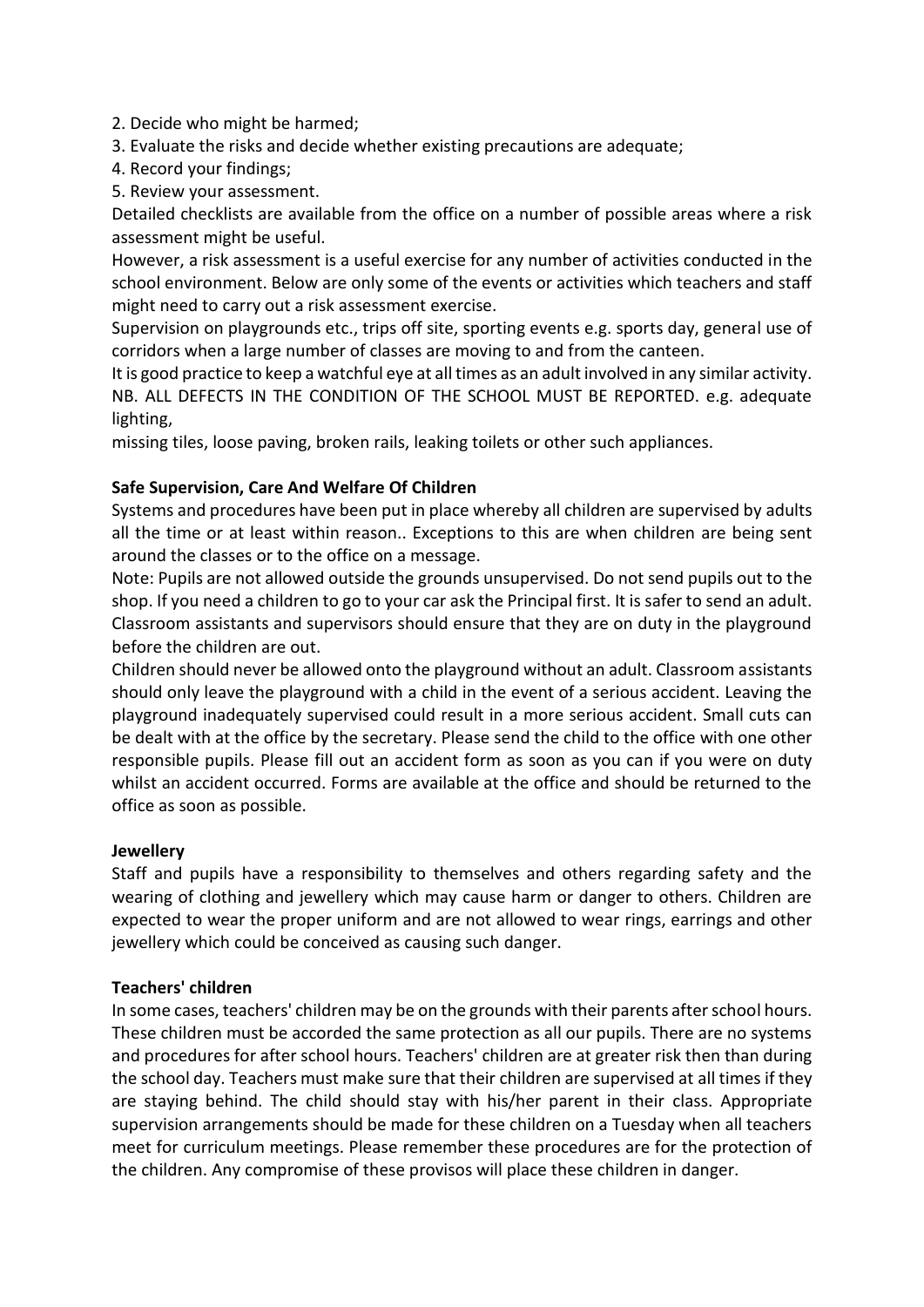2. Decide who might be harmed;
3. Evaluate the risks and decide whether existing precautions are adequate;
4. Record your findings;
5. Review your assessment.

Detailed checklists are available from the office on a number of possible areas where a risk assessment might be useful.

However, a risk assessment is a useful exercise for any number of activities conducted in the school environment. Below are only some of the events or activities which teachers and staff might need to carry out a risk assessment exercise.

Supervision on playgrounds etc., trips off site, sporting events e.g. sports day, general use of corridors when a large number of classes are moving to and from the canteen.

It is good practice to keep a watchful eye at all times as an adult involved in any similar activity.

NB. ALL DEFECTS IN THE CONDITION OF THE SCHOOL MUST BE REPORTED. e.g. adequate lighting,

missing tiles, loose paving, broken rails, leaking toilets or other such appliances.

**Safe Supervision, Care And Welfare Of Children**

Systems and procedures have been put in place whereby all children are supervised by adults all the time or at least within reason.. Exceptions to this are when children are being sent around the classes or to the office on a message.

Note: Pupils are not allowed outside the grounds unsupervised. Do not send pupils out to the shop. If you need a children to go to your car ask the Principal first. It is safer to send an adult. Classroom assistants and supervisors should ensure that they are on duty in the playground before the children are out.

Children should never be allowed onto the playground without an adult. Classroom assistants should only leave the playground with a child in the event of a serious accident. Leaving the playground inadequately supervised could result in a more serious accident. Small cuts can be dealt with at the office by the secretary. Please send the child to the office with one other responsible pupils. Please fill out an accident form as soon as you can if you were on duty whilst an accident occurred. Forms are available at the office and should be returned to the office as soon as possible.

**Jewellery**

Staff and pupils have a responsibility to themselves and others regarding safety and the wearing of clothing and jewellery which may cause harm or danger to others. Children are expected to wear the proper uniform and are not allowed to wear rings, earrings and other jewellery which could be conceived as causing such danger.

**Teachers' children**

In some cases, teachers' children may be on the grounds with their parents after school hours. These children must be accorded the same protection as all our pupils. There are no systems and procedures for after school hours. Teachers' children are at greater risk then than during the school day. Teachers must make sure that their children are supervised at all times if they are staying behind. The child should stay with his/her parent in their class. Appropriate supervision arrangements should be made for these children on a Tuesday when all teachers meet for curriculum meetings. Please remember these procedures are for the protection of the children. Any compromise of these provisos will place these children in danger.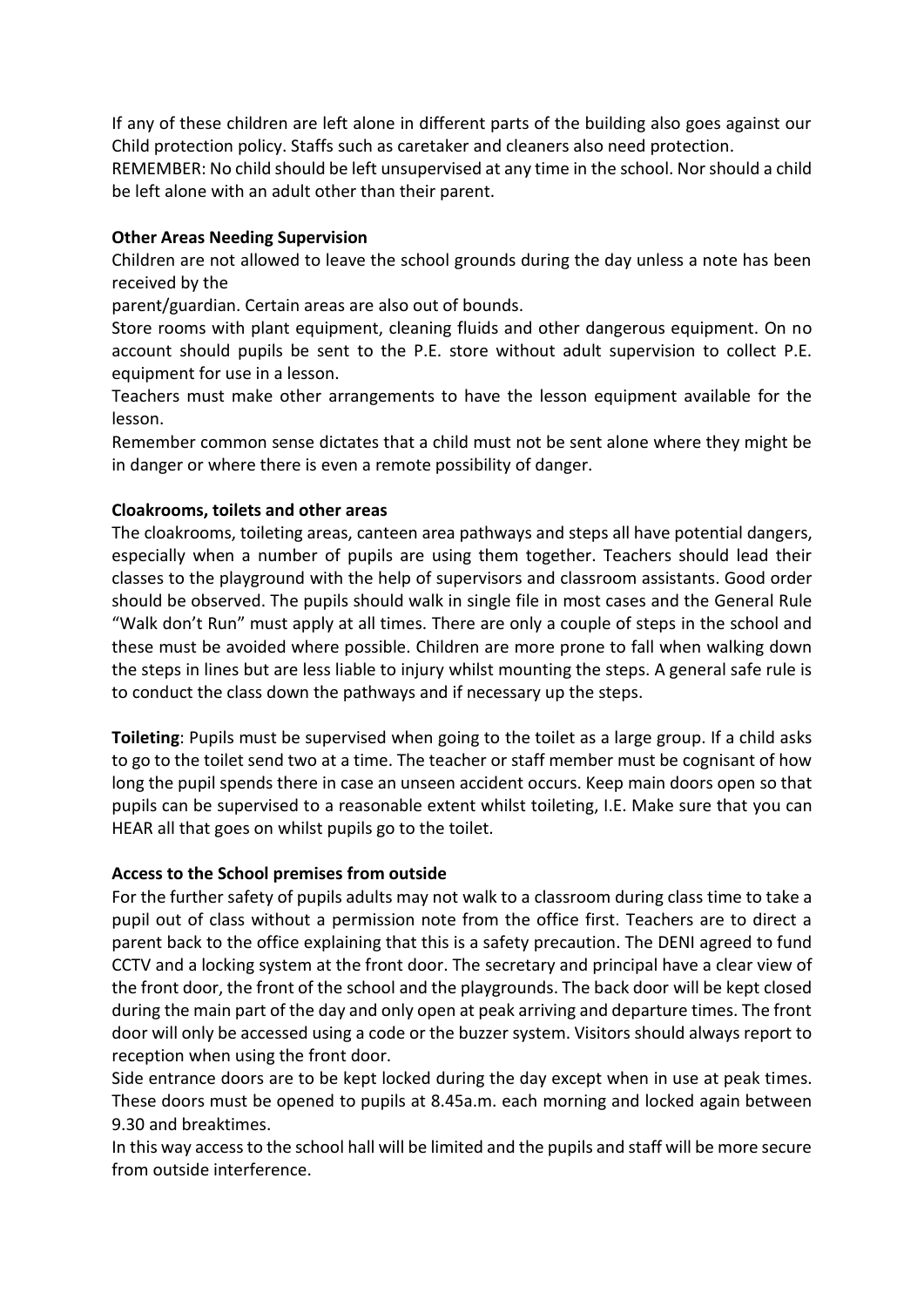If any of these children are left alone in different parts of the building also goes against our Child protection policy. Staffs such as caretaker and cleaners also need protection.
REMEMBER: No child should be left unsupervised at any time in the school. Nor should a child be left alone with an adult other than their parent.

**Other Areas Needing Supervision**

Children are not allowed to leave the school grounds during the day unless a note has been received by the
parent/guardian. Certain areas are also out of bounds.
Store rooms with plant equipment, cleaning fluids and other dangerous equipment. On no account should pupils be sent to the P.E. store without adult supervision to collect P.E. equipment for use in a lesson.
Teachers must make other arrangements to have the lesson equipment available for the lesson.
Remember common sense dictates that a child must not be sent alone where they might be in danger or where there is even a remote possibility of danger.

**Cloakrooms, toilets and other areas**

The cloakrooms, toileting areas, canteen area pathways and steps all have potential dangers, especially when a number of pupils are using them together. Teachers should lead their classes to the playground with the help of supervisors and classroom assistants. Good order should be observed. The pupils should walk in single file in most cases and the General Rule "Walk don't Run" must apply at all times. There are only a couple of steps in the school and these must be avoided where possible. Children are more prone to fall when walking down the steps in lines but are less liable to injury whilst mounting the steps. A general safe rule is to conduct the class down the pathways and if necessary up the steps.

**Toileting**: Pupils must be supervised when going to the toilet as a large group. If a child asks to go to the toilet send two at a time. The teacher or staff member must be cognisant of how long the pupil spends there in case an unseen accident occurs. Keep main doors open so that pupils can be supervised to a reasonable extent whilst toileting, I.E. Make sure that you can HEAR all that goes on whilst pupils go to the toilet.

**Access to the School premises from outside**

For the further safety of pupils adults may not walk to a classroom during class time to take a pupil out of class without a permission note from the office first. Teachers are to direct a parent back to the office explaining that this is a safety precaution. The DENI agreed to fund CCTV and a locking system at the front door. The secretary and principal have a clear view of the front door, the front of the school and the playgrounds. The back door will be kept closed during the main part of the day and only open at peak arriving and departure times. The front door will only be accessed using a code or the buzzer system. Visitors should always report to reception when using the front door.
Side entrance doors are to be kept locked during the day except when in use at peak times. These doors must be opened to pupils at 8.45a.m. each morning and locked again between 9.30 and breaktimes.
In this way access to the school hall will be limited and the pupils and staff will be more secure from outside interference.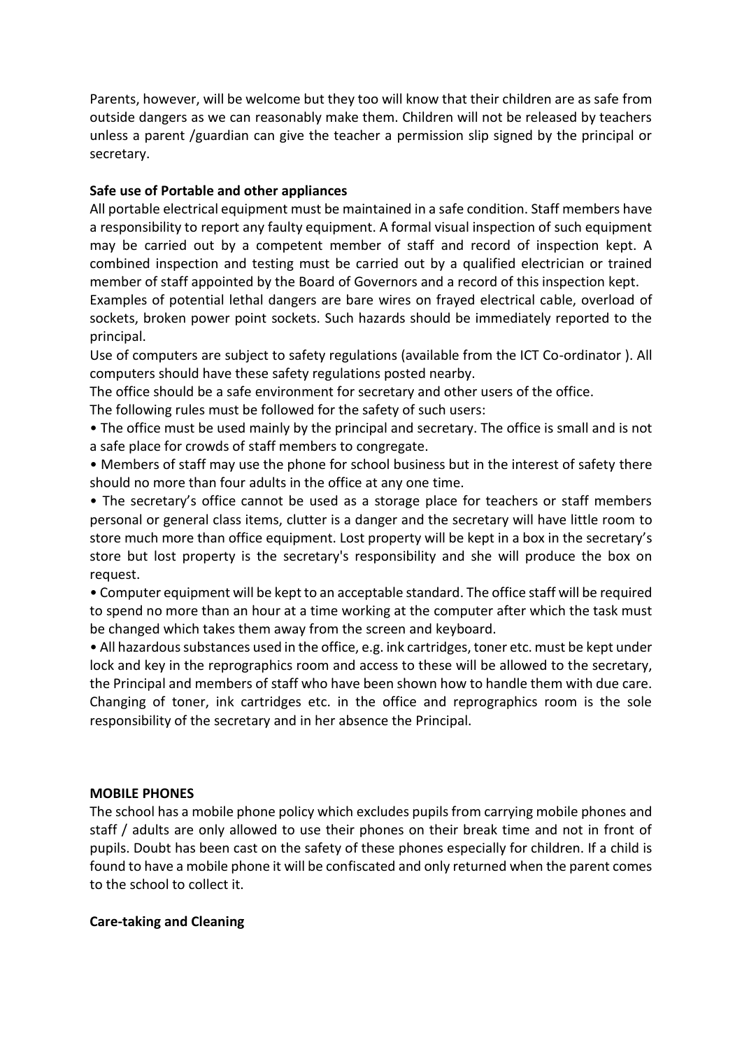Parents, however, will be welcome but they too will know that their children are as safe from outside dangers as we can reasonably make them. Children will not be released by teachers unless a parent /guardian can give the teacher a permission slip signed by the principal or secretary.

**Safe use of Portable and other appliances**

All portable electrical equipment must be maintained in a safe condition. Staff members have a responsibility to report any faulty equipment. A formal visual inspection of such equipment may be carried out by a competent member of staff and record of inspection kept. A combined inspection and testing must be carried out by a qualified electrician or trained member of staff appointed by the Board of Governors and a record of this inspection kept.

Examples of potential lethal dangers are bare wires on frayed electrical cable, overload of sockets, broken power point sockets. Such hazards should be immediately reported to the principal.

Use of computers are subject to safety regulations (available from the ICT Co-ordinator ). All computers should have these safety regulations posted nearby.

The office should be a safe environment for secretary and other users of the office.

The following rules must be followed for the safety of such users:

- The office must be used mainly by the principal and secretary. The office is small and is not a safe place for crowds of staff members to congregate.
- Members of staff may use the phone for school business but in the interest of safety there should no more than four adults in the office at any one time.
- The secretary's office cannot be used as a storage place for teachers or staff members personal or general class items, clutter is a danger and the secretary will have little room to store much more than office equipment. Lost property will be kept in a box in the secretary's store but lost property is the secretary's responsibility and she will produce the box on request.
- Computer equipment will be kept to an acceptable standard. The office staff will be required to spend no more than an hour at a time working at the computer after which the task must be changed which takes them away from the screen and keyboard.
- All hazardous substances used in the office, e.g. ink cartridges, toner etc. must be kept under lock and key in the reprographics room and access to these will be allowed to the secretary, the Principal and members of staff who have been shown how to handle them with due care. Changing of toner, ink cartridges etc. in the office and reprographics room is the sole responsibility of the secretary and in her absence the Principal.

**MOBILE PHONES**

The school has a mobile phone policy which excludes pupils from carrying mobile phones and staff / adults are only allowed to use their phones on their break time and not in front of pupils. Doubt has been cast on the safety of these phones especially for children. If a child is found to have a mobile phone it will be confiscated and only returned when the parent comes to the school to collect it.

**Care-taking and Cleaning**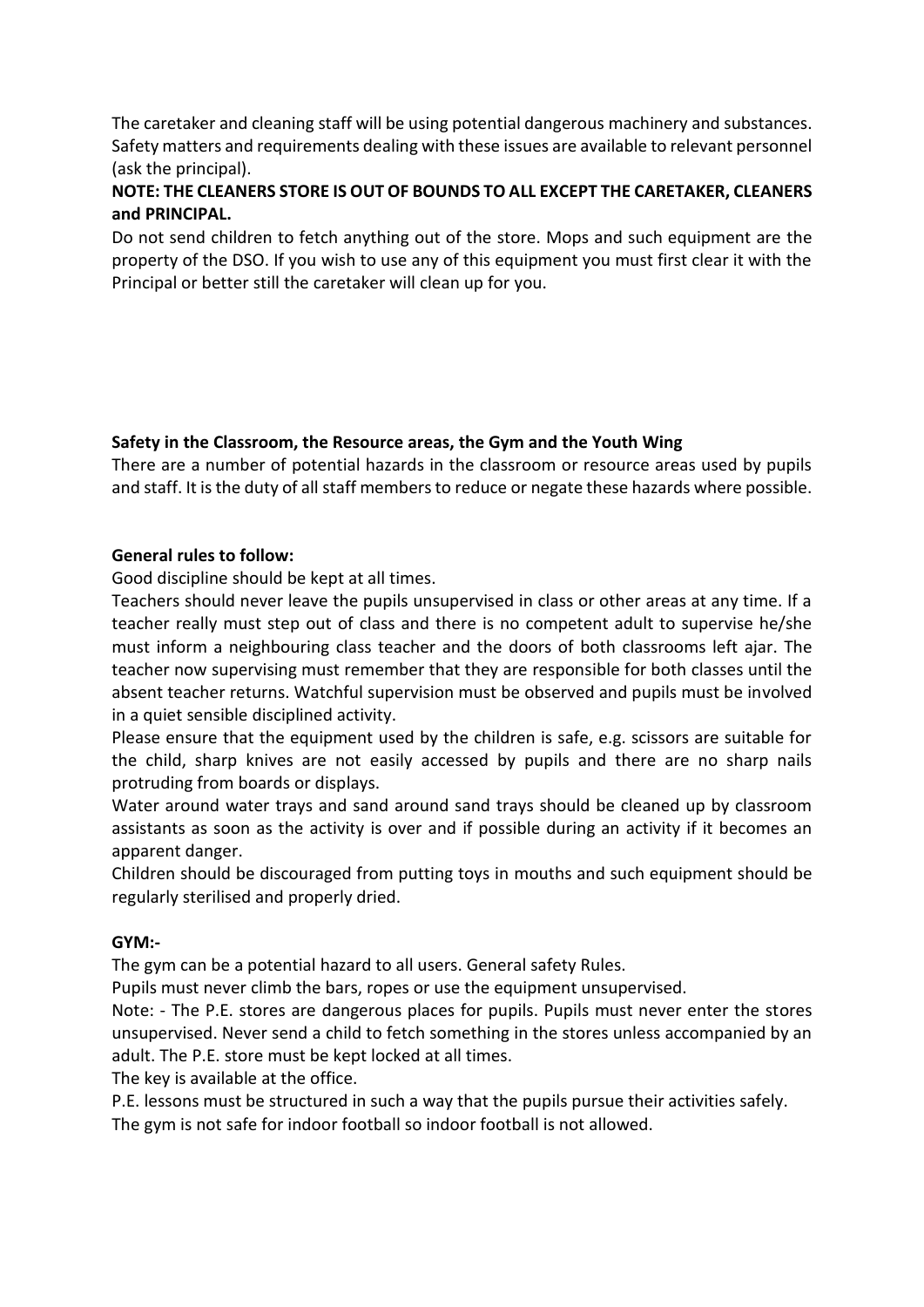The caretaker and cleaning staff will be using potential dangerous machinery and substances. Safety matters and requirements dealing with these issues are available to relevant personnel (ask the principal).

**NOTE: THE CLEANERS STORE IS OUT OF BOUNDS TO ALL EXCEPT THE CARETAKER, CLEANERS and PRINCIPAL.**

Do not send children to fetch anything out of the store. Mops and such equipment are the property of the DSO. If you wish to use any of this equipment you must first clear it with the Principal or better still the caretaker will clean up for you.

**Safety in the Classroom, the Resource areas, the Gym and the Youth Wing**

There are a number of potential hazards in the classroom or resource areas used by pupils and staff. It is the duty of all staff members to reduce or negate these hazards where possible.

**General rules to follow:**

Good discipline should be kept at all times.

Teachers should never leave the pupils unsupervised in class or other areas at any time. If a teacher really must step out of class and there is no competent adult to supervise he/she must inform a neighbouring class teacher and the doors of both classrooms left ajar. The teacher now supervising must remember that they are responsible for both classes until the absent teacher returns. Watchful supervision must be observed and pupils must be involved in a quiet sensible disciplined activity.

Please ensure that the equipment used by the children is safe, e.g. scissors are suitable for the child, sharp knives are not easily accessed by pupils and there are no sharp nails protruding from boards or displays.

Water around water trays and sand around sand trays should be cleaned up by classroom assistants as soon as the activity is over and if possible during an activity if it becomes an apparent danger.

Children should be discouraged from putting toys in mouths and such equipment should be regularly sterilised and properly dried.

**GYM:-**

The gym can be a potential hazard to all users. General safety Rules.

Pupils must never climb the bars, ropes or use the equipment unsupervised.

Note: - The P.E. stores are dangerous places for pupils. Pupils must never enter the stores unsupervised. Never send a child to fetch something in the stores unless accompanied by an adult. The P.E. store must be kept locked at all times.

The key is available at the office.

P.E. lessons must be structured in such a way that the pupils pursue their activities safely.

The gym is not safe for indoor football so indoor football is not allowed.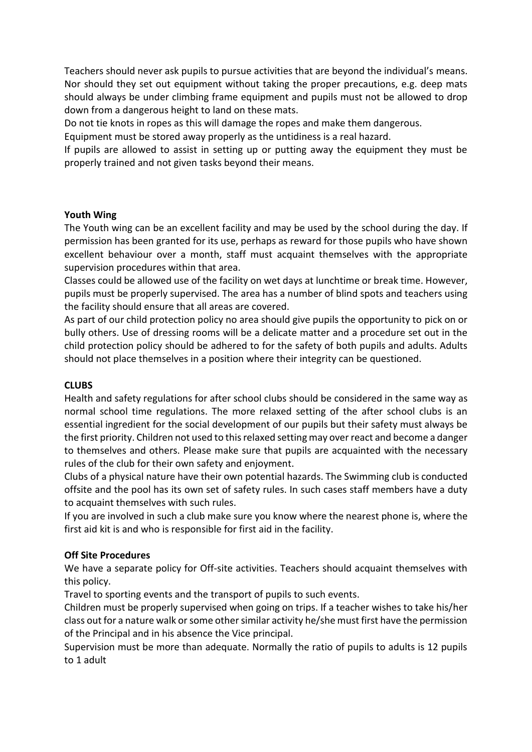Teachers should never ask pupils to pursue activities that are beyond the individual's means. Nor should they set out equipment without taking the proper precautions, e.g. deep mats should always be under climbing frame equipment and pupils must not be allowed to drop down from a dangerous height to land on these mats.

Do not tie knots in ropes as this will damage the ropes and make them dangerous.

Equipment must be stored away properly as the untidiness is a real hazard.

If pupils are allowed to assist in setting up or putting away the equipment they must be properly trained and not given tasks beyond their means.

**Youth Wing**

The Youth wing can be an excellent facility and may be used by the school during the day. If permission has been granted for its use, perhaps as reward for those pupils who have shown excellent behaviour over a month, staff must acquaint themselves with the appropriate supervision procedures within that area.

Classes could be allowed use of the facility on wet days at lunchtime or break time. However, pupils must be properly supervised. The area has a number of blind spots and teachers using the facility should ensure that all areas are covered.

As part of our child protection policy no area should give pupils the opportunity to pick on or bully others. Use of dressing rooms will be a delicate matter and a procedure set out in the child protection policy should be adhered to for the safety of both pupils and adults. Adults should not place themselves in a position where their integrity can be questioned.

**CLUBS**

Health and safety regulations for after school clubs should be considered in the same way as normal school time regulations. The more relaxed setting of the after school clubs is an essential ingredient for the social development of our pupils but their safety must always be the first priority. Children not used to this relaxed setting may over react and become a danger to themselves and others. Please make sure that pupils are acquainted with the necessary rules of the club for their own safety and enjoyment.

Clubs of a physical nature have their own potential hazards. The Swimming club is conducted offsite and the pool has its own set of safety rules. In such cases staff members have a duty to acquaint themselves with such rules.

If you are involved in such a club make sure you know where the nearest phone is, where the first aid kit is and who is responsible for first aid in the facility.

**Off Site Procedures**

We have a separate policy for Off-site activities. Teachers should acquaint themselves with this policy.

Travel to sporting events and the transport of pupils to such events.

Children must be properly supervised when going on trips. If a teacher wishes to take his/her class out for a nature walk or some other similar activity he/she must first have the permission of the Principal and in his absence the Vice principal.

Supervision must be more than adequate. Normally the ratio of pupils to adults is 12 pupils to 1 adult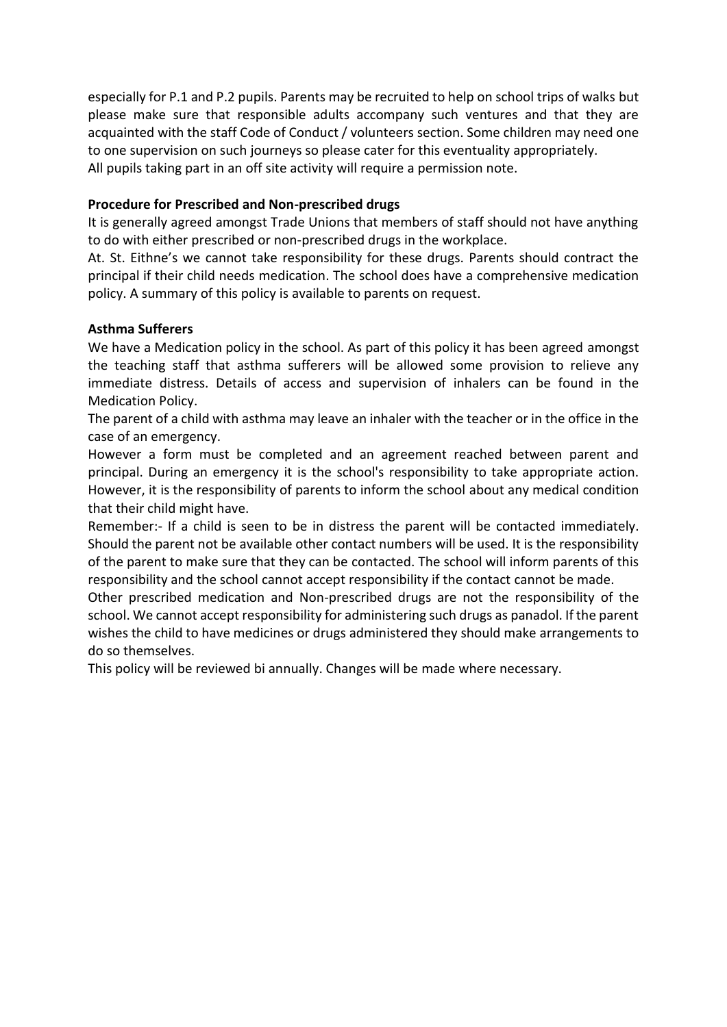especially for P.1 and P.2 pupils. Parents may be recruited to help on school trips of walks but please make sure that responsible adults accompany such ventures and that they are acquainted with the staff Code of Conduct / volunteers section. Some children may need one to one supervision on such journeys so please cater for this eventuality appropriately.
All pupils taking part in an off site activity will require a permission note.

**Procedure for Prescribed and Non-prescribed drugs**

It is generally agreed amongst Trade Unions that members of staff should not have anything to do with either prescribed or non-prescribed drugs in the workplace.
At. St. Eithne's we cannot take responsibility for these drugs. Parents should contract the principal if their child needs medication. The school does have a comprehensive medication policy. A summary of this policy is available to parents on request.

**Asthma Sufferers**

We have a Medication policy in the school. As part of this policy it has been agreed amongst the teaching staff that asthma sufferers will be allowed some provision to relieve any immediate distress. Details of access and supervision of inhalers can be found in the Medication Policy.
The parent of a child with asthma may leave an inhaler with the teacher or in the office in the case of an emergency.
However a form must be completed and an agreement reached between parent and principal. During an emergency it is the school's responsibility to take appropriate action. However, it is the responsibility of parents to inform the school about any medical condition that their child might have.
Remember:- If a child is seen to be in distress the parent will be contacted immediately. Should the parent not be available other contact numbers will be used. It is the responsibility of the parent to make sure that they can be contacted. The school will inform parents of this responsibility and the school cannot accept responsibility if the contact cannot be made.
Other prescribed medication and Non-prescribed drugs are not the responsibility of the school. We cannot accept responsibility for administering such drugs as panadol. If the parent wishes the child to have medicines or drugs administered they should make arrangements to do so themselves.
This policy will be reviewed bi annually. Changes will be made where necessary.